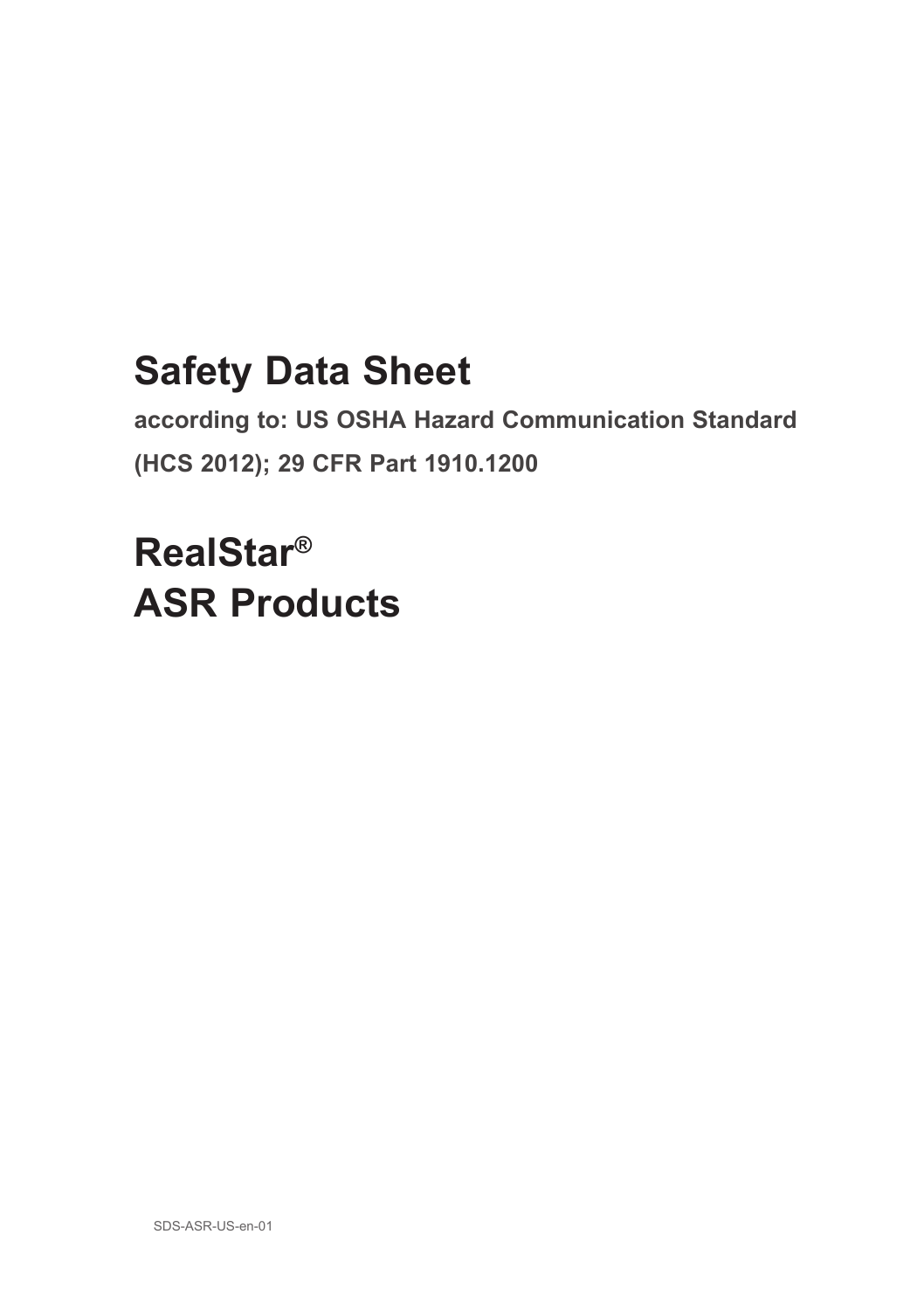# Safety Data Sheet

**according to: US OSHA Hazard Communication Standard (HCS 2012); 29 CFR Part 1910.1200**

# RealStar® ASR Products

SDS-ASR-US-en-01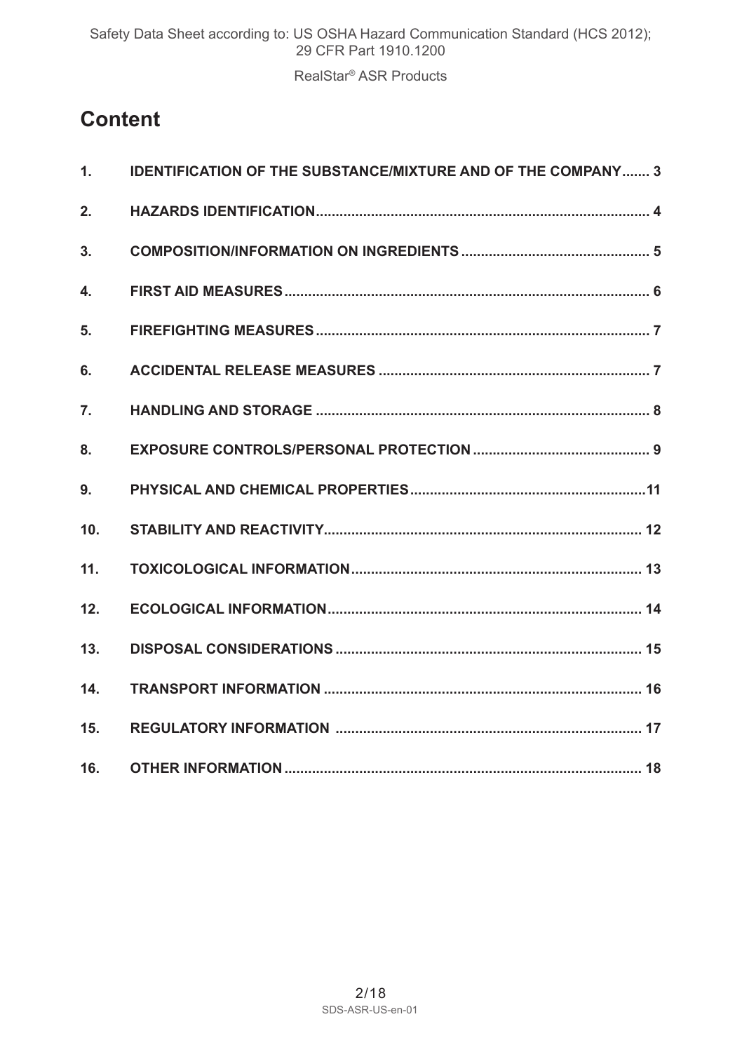# Content

| | | |
|---|---|---|
| 1. | IDENTIFICATION OF THE SUBSTANCE/MIXTURE AND OF THE COMPANY | 3 |
| 2. | HAZARDS IDENTIFICATION | 4 |
| 3. | COMPOSITION/INFORMATION ON INGREDIENTS | 5 |
| 4. | FIRST AID MEASURES | 6 |
| 5. | FIREFIGHTING MEASURES | 7 |
| 6. | ACCIDENTAL RELEASE MEASURES | 7 |
| 7. | HANDLING AND STORAGE | 8 |
| 8. | EXPOSURE CONTROLS/PERSONAL PROTECTION | 9 |
| 9. | PHYSICAL AND CHEMICAL PROPERTIES | 11 |
| 10. | STABILITY AND REACTIVITY | 12 |
| 11. | TOXICOLOGICAL INFORMATION | 13 |
| 12. | ECOLOGICAL INFORMATION | 14 |
| 13. | DISPOSAL CONSIDERATIONS | 15 |
| 14. | TRANSPORT INFORMATION | 16 |
| 15. | REGULATORY INFORMATION | 17 |
| 16. | OTHER INFORMATION | 18 |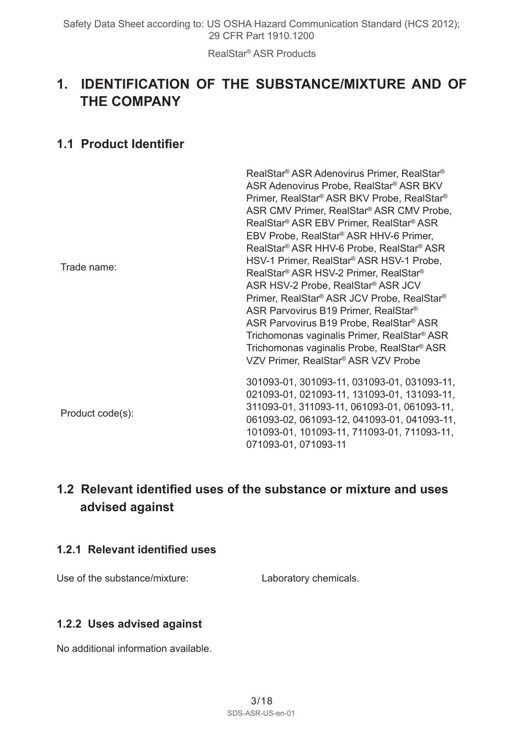# 1. IDENTIFICATION OF THE SUBSTANCE/MIXTURE AND OF THE COMPANY

## 1.1 Product Identifier

| | |
|---|---|
| Trade name: | RealStar® ASR Adenovirus Primer, RealStar® ASR Adenovirus Probe, RealStar® ASR BKV Primer, RealStar® ASR BKV Probe, RealStar® ASR CMV Primer, RealStar® ASR CMV Probe, RealStar® ASR EBV Primer, RealStar® ASR EBV Probe, RealStar® ASR HHV-6 Primer, RealStar® ASR HHV-6 Probe, RealStar® ASR HSV-1 Primer, RealStar® ASR HSV-1 Probe, RealStar® ASR HSV-2 Primer, RealStar® ASR HSV-2 Probe, RealStar® ASR JCV Primer, RealStar® ASR JCV Probe, RealStar® ASR Parvovirus B19 Primer, RealStar® ASR Parvovirus B19 Probe, RealStar® ASR Trichomonas vaginalis Primer, RealStar® ASR Trichomonas vaginalis Probe, RealStar® ASR VZV Primer, RealStar® ASR VZV Probe |
| Product code(s): | 301093-01, 301093-11, 031093-01, 031093-11, 021093-01, 021093-11, 131093-01, 131093-11, 311093-01, 311093-11, 061093-01, 061093-11, 061093-02, 061093-12, 041093-01, 041093-11, 101093-01, 101093-11, 711093-01, 711093-11, 071093-01, 071093-11 |

## 1.2 Relevant identified uses of the substance or mixture and uses advised against

### 1.2.1 Relevant identified uses

Use of the substance/mixture: Laboratory chemicals.

### 1.2.2 Uses advised against

No additional information available.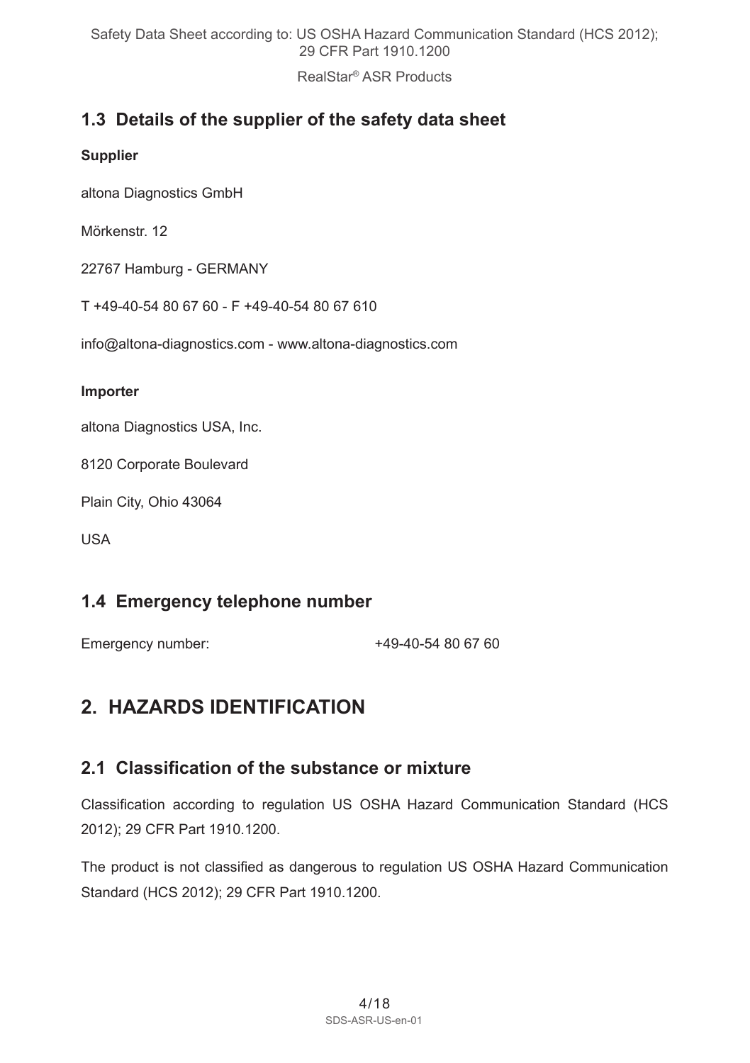## 1.3 Details of the supplier of the safety data sheet

**Supplier**

altona Diagnostics GmbH

Mörkenstr. 12

22767 Hamburg - GERMANY

T +49-40-54 80 67 60 - F +49-40-54 80 67 610

info@altona-diagnostics.com - www.altona-diagnostics.com

**Importer**

altona Diagnostics USA, Inc.

8120 Corporate Boulevard

Plain City, Ohio 43064

USA

## 1.4 Emergency telephone number

Emergency number: +49-40-54 80 67 60

# 2. HAZARDS IDENTIFICATION

## 2.1 Classification of the substance or mixture

Classification according to regulation US OSHA Hazard Communication Standard (HCS 2012); 29 CFR Part 1910.1200.

The product is not classified as dangerous to regulation US OSHA Hazard Communication Standard (HCS 2012); 29 CFR Part 1910.1200.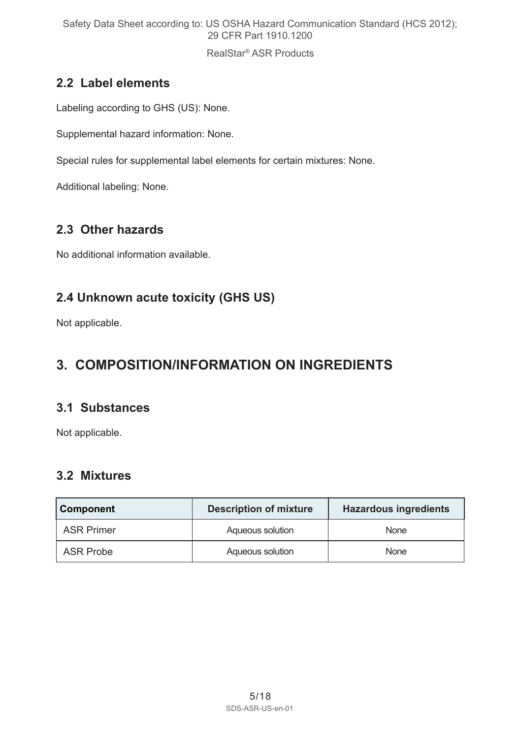## 2.2 Label elements

Labeling according to GHS (US): None.

Supplemental hazard information: None.

Special rules for supplemental label elements for certain mixtures: None.

Additional labeling: None.

## 2.3 Other hazards

No additional information available.

## 2.4 Unknown acute toxicity (GHS US)

Not applicable.

# 3. COMPOSITION/INFORMATION ON INGREDIENTS

## 3.1 Substances

Not applicable.

## 3.2 Mixtures

| Component | Description of mixture | Hazardous ingredients |
|---|---|---|
| ASR Primer | Aqueous solution | None |
| ASR Probe | Aqueous solution | None |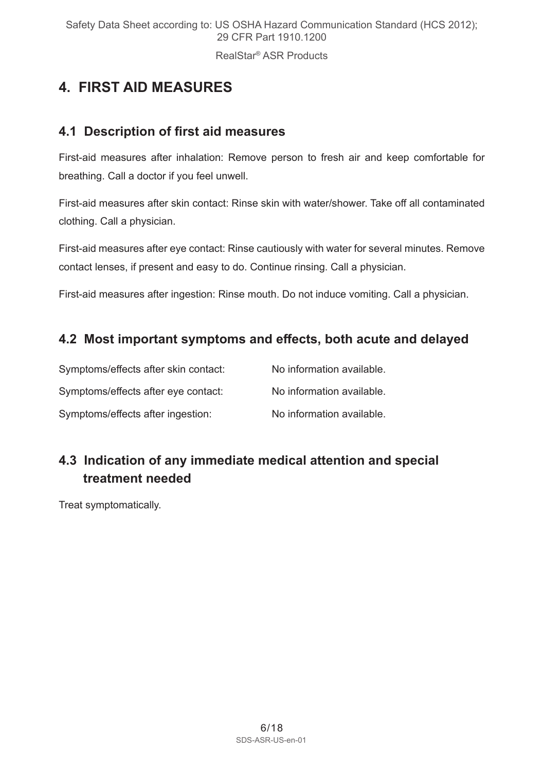# 4. FIRST AID MEASURES

## 4.1 Description of first aid measures

First-aid measures after inhalation: Remove person to fresh air and keep comfortable for breathing. Call a doctor if you feel unwell.

First-aid measures after skin contact: Rinse skin with water/shower. Take off all contaminated clothing. Call a physician.

First-aid measures after eye contact: Rinse cautiously with water for several minutes. Remove contact lenses, if present and easy to do. Continue rinsing. Call a physician.

First-aid measures after ingestion: Rinse mouth. Do not induce vomiting. Call a physician.

## 4.2 Most important symptoms and effects, both acute and delayed

| | |
|---|---|
| Symptoms/effects after skin contact: | No information available. |
| Symptoms/effects after eye contact: | No information available. |
| Symptoms/effects after ingestion: | No information available. |

## 4.3 Indication of any immediate medical attention and special treatment needed

Treat symptomatically.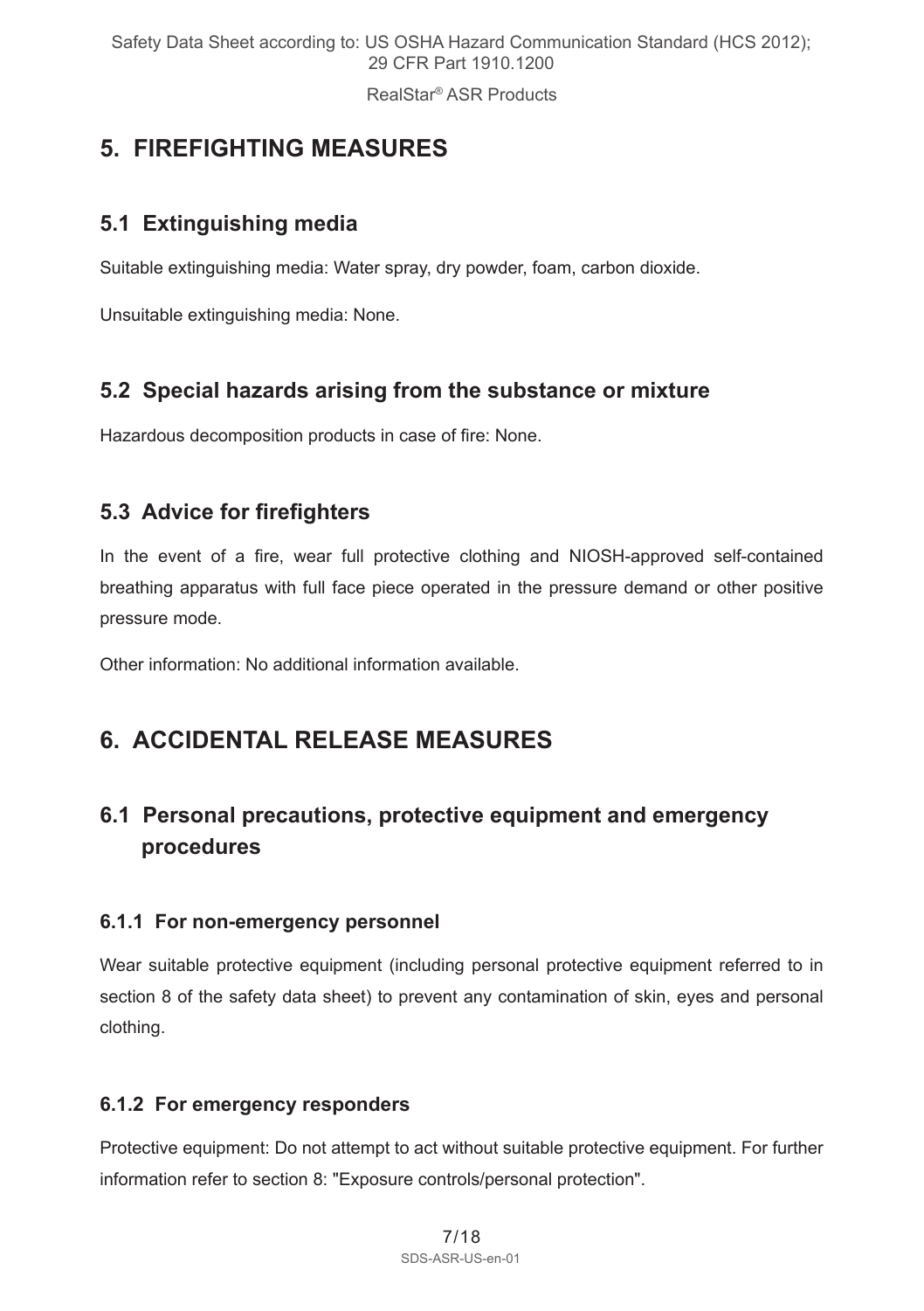## 5. FIREFIGHTING MEASURES

### 5.1 Extinguishing media

Suitable extinguishing media: Water spray, dry powder, foam, carbon dioxide.

Unsuitable extinguishing media: None.

### 5.2 Special hazards arising from the substance or mixture

Hazardous decomposition products in case of fire: None.

### 5.3 Advice for firefighters

In the event of a fire, wear full protective clothing and NIOSH-approved self-contained breathing apparatus with full face piece operated in the pressure demand or other positive pressure mode.

Other information: No additional information available.

## 6. ACCIDENTAL RELEASE MEASURES

### 6.1 Personal precautions, protective equipment and emergency procedures

#### 6.1.1 For non-emergency personnel

Wear suitable protective equipment (including personal protective equipment referred to in section 8 of the safety data sheet) to prevent any contamination of skin, eyes and personal clothing.

#### 6.1.2 For emergency responders

Protective equipment: Do not attempt to act without suitable protective equipment. For further information refer to section 8: "Exposure controls/personal protection".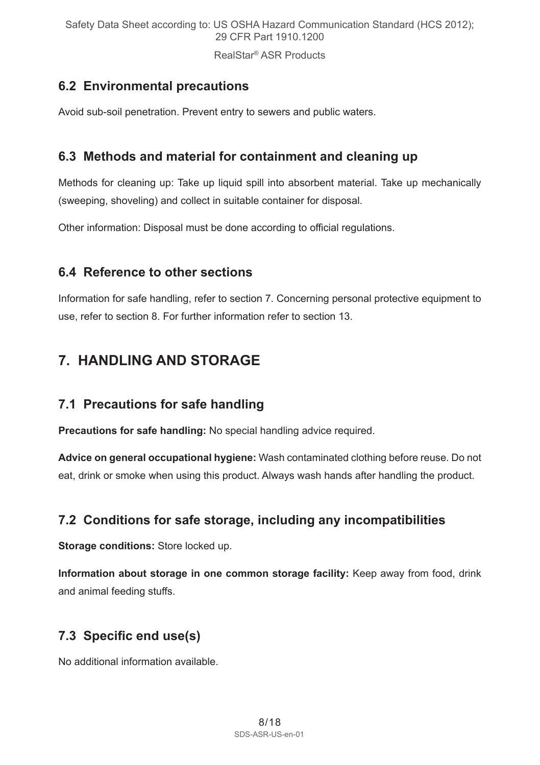### 6.2 Environmental precautions

Avoid sub-soil penetration. Prevent entry to sewers and public waters.

### 6.3 Methods and material for containment and cleaning up

Methods for cleaning up: Take up liquid spill into absorbent material. Take up mechanically (sweeping, shoveling) and collect in suitable container for disposal.

Other information: Disposal must be done according to official regulations.

### 6.4 Reference to other sections

Information for safe handling, refer to section 7. Concerning personal protective equipment to use, refer to section 8. For further information refer to section 13.

## 7. HANDLING AND STORAGE

### 7.1 Precautions for safe handling

**Precautions for safe handling:** No special handling advice required.

**Advice on general occupational hygiene:** Wash contaminated clothing before reuse. Do not eat, drink or smoke when using this product. Always wash hands after handling the product.

### 7.2 Conditions for safe storage, including any incompatibilities

**Storage conditions:** Store locked up.

**Information about storage in one common storage facility:** Keep away from food, drink and animal feeding stuffs.

### 7.3 Specific end use(s)

No additional information available.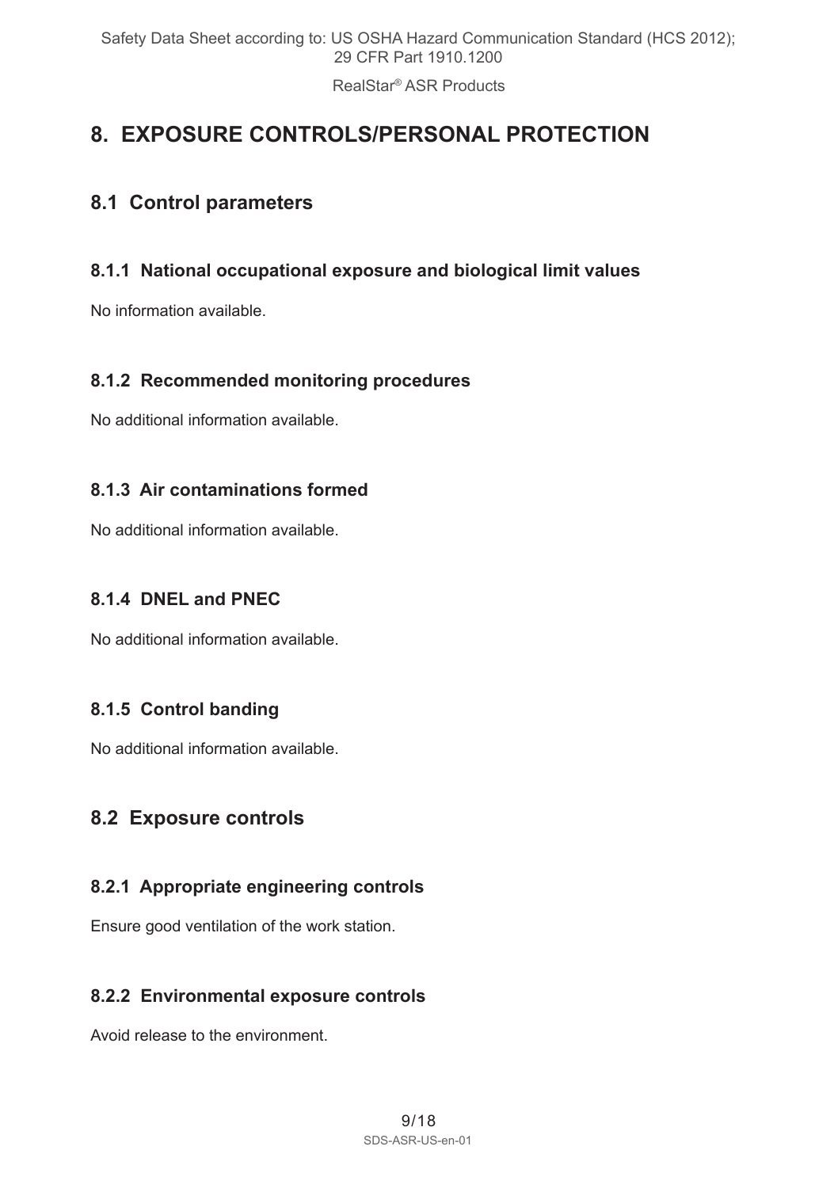# 8. EXPOSURE CONTROLS/PERSONAL PROTECTION

## 8.1 Control parameters

### 8.1.1 National occupational exposure and biological limit values

No information available.

### 8.1.2 Recommended monitoring procedures

No additional information available.

### 8.1.3 Air contaminations formed

No additional information available.

### 8.1.4 DNEL and PNEC

No additional information available.

### 8.1.5 Control banding

No additional information available.

## 8.2 Exposure controls

### 8.2.1 Appropriate engineering controls

Ensure good ventilation of the work station.

### 8.2.2 Environmental exposure controls

Avoid release to the environment.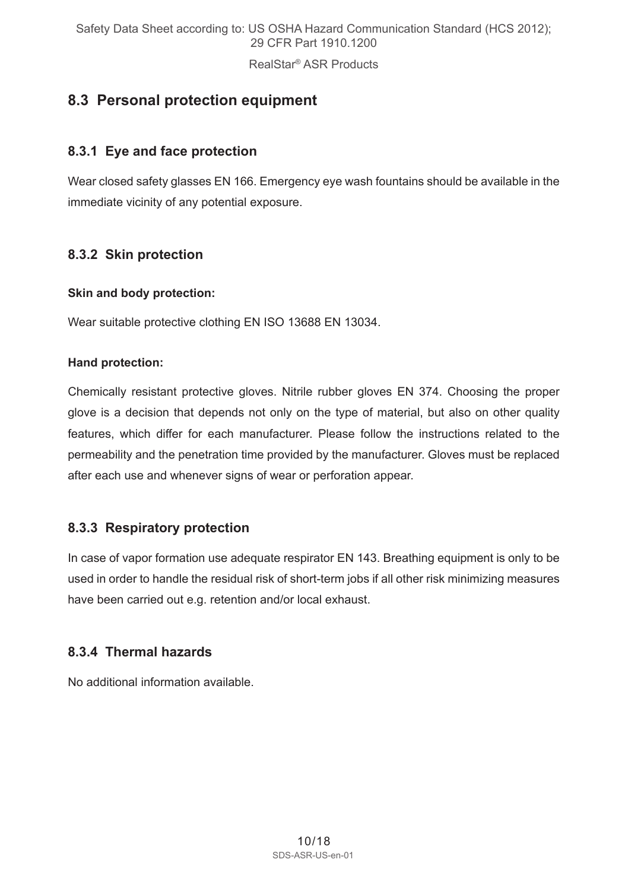## 8.3 Personal protection equipment

### 8.3.1 Eye and face protection

Wear closed safety glasses EN 166. Emergency eye wash fountains should be available in the immediate vicinity of any potential exposure.

### 8.3.2 Skin protection

**Skin and body protection:**

Wear suitable protective clothing EN ISO 13688 EN 13034.

**Hand protection:**

Chemically resistant protective gloves. Nitrile rubber gloves EN 374. Choosing the proper glove is a decision that depends not only on the type of material, but also on other quality features, which differ for each manufacturer. Please follow the instructions related to the permeability and the penetration time provided by the manufacturer. Gloves must be replaced after each use and whenever signs of wear or perforation appear.

### 8.3.3 Respiratory protection

In case of vapor formation use adequate respirator EN 143. Breathing equipment is only to be used in order to handle the residual risk of short-term jobs if all other risk minimizing measures have been carried out e.g. retention and/or local exhaust.

### 8.3.4 Thermal hazards

No additional information available.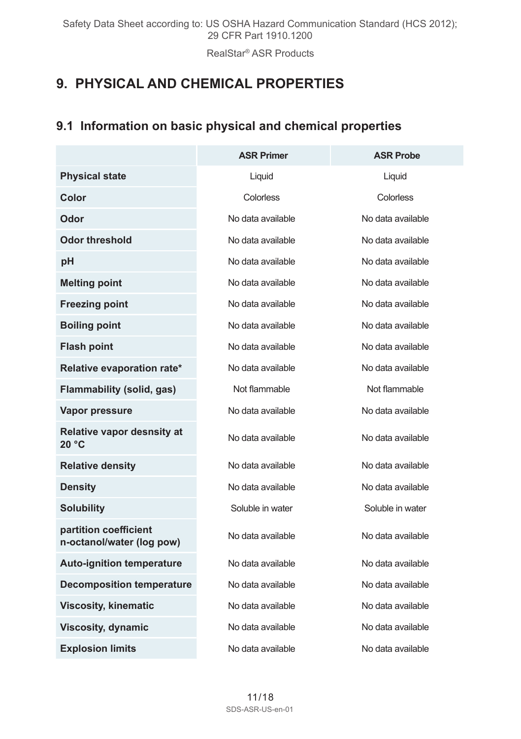## 9. PHYSICAL AND CHEMICAL PROPERTIES

### 9.1 Information on basic physical and chemical properties

| | ASR Primer | ASR Probe |
|---|---|---|
| **Physical state** | Liquid | Liquid |
| **Color** | Colorless | Colorless |
| **Odor** | No data available | No data available |
| **Odor threshold** | No data available | No data available |
| **pH** | No data available | No data available |
| **Melting point** | No data available | No data available |
| **Freezing point** | No data available | No data available |
| **Boiling point** | No data available | No data available |
| **Flash point** | No data available | No data available |
| **Relative evaporation rate*** | No data available | No data available |
| **Flammability (solid, gas)** | Not flammable | Not flammable |
| **Vapor pressure** | No data available | No data available |
| **Relative vapor desnsity at 20 °C** | No data available | No data available |
| **Relative density** | No data available | No data available |
| **Density** | No data available | No data available |
| **Solubility** | Soluble in water | Soluble in water |
| **partition coefficient n-octanol/water (log pow)** | No data available | No data available |
| **Auto-ignition temperature** | No data available | No data available |
| **Decomposition temperature** | No data available | No data available |
| **Viscosity, kinematic** | No data available | No data available |
| **Viscosity, dynamic** | No data available | No data available |
| **Explosion limits** | No data available | No data available |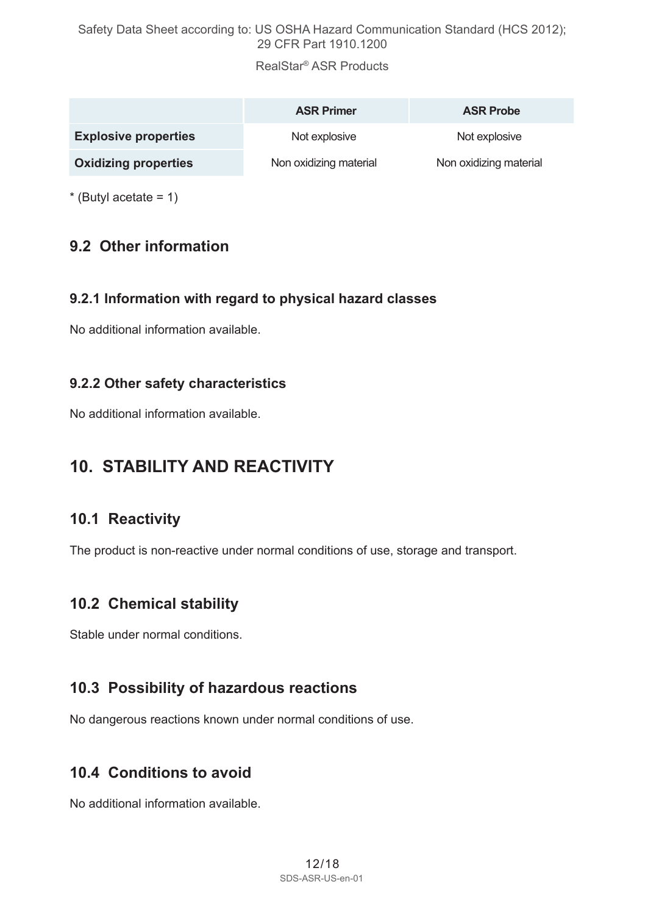| | ASR Primer | ASR Probe |
|---|---|---|
| **Explosive properties** | Not explosive | Not explosive |
| **Oxidizing properties** | Non oxidizing material | Non oxidizing material |

* (Butyl acetate = 1)

## 9.2 Other information

### 9.2.1 Information with regard to physical hazard classes

No additional information available.

### 9.2.2 Other safety characteristics

No additional information available.

# 10. STABILITY AND REACTIVITY

## 10.1 Reactivity

The product is non-reactive under normal conditions of use, storage and transport.

## 10.2 Chemical stability

Stable under normal conditions.

## 10.3 Possibility of hazardous reactions

No dangerous reactions known under normal conditions of use.

## 10.4 Conditions to avoid

No additional information available.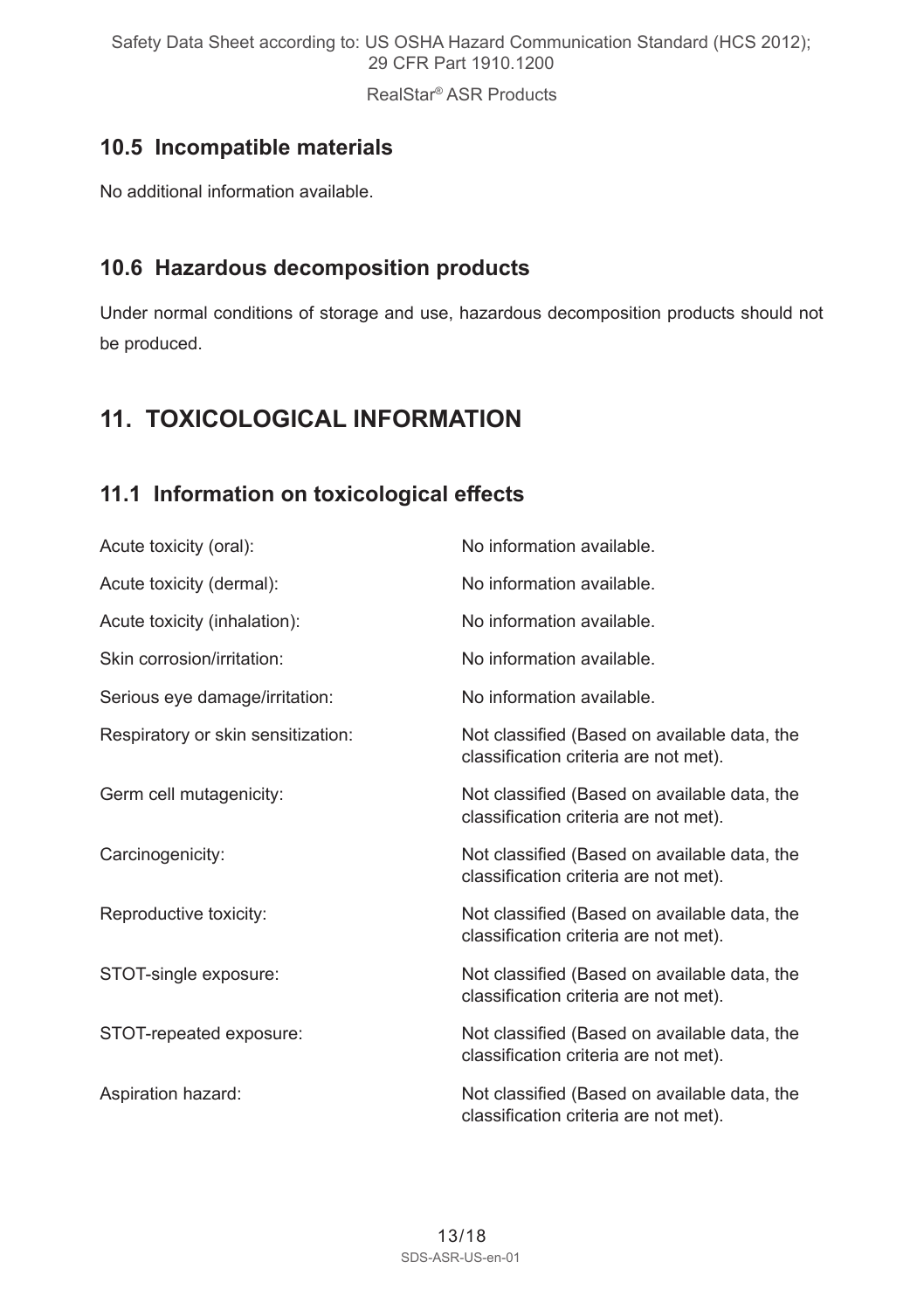## 10.5 Incompatible materials

No additional information available.

## 10.6 Hazardous decomposition products

Under normal conditions of storage and use, hazardous decomposition products should not be produced.

# 11. TOXICOLOGICAL INFORMATION

## 11.1 Information on toxicological effects

| | |
|---|---|
| Acute toxicity (oral): | No information available. |
| Acute toxicity (dermal): | No information available. |
| Acute toxicity (inhalation): | No information available. |
| Skin corrosion/irritation: | No information available. |
| Serious eye damage/irritation: | No information available. |
| Respiratory or skin sensitization: | Not classified (Based on available data, the classification criteria are not met). |
| Germ cell mutagenicity: | Not classified (Based on available data, the classification criteria are not met). |
| Carcinogenicity: | Not classified (Based on available data, the classification criteria are not met). |
| Reproductive toxicity: | Not classified (Based on available data, the classification criteria are not met). |
| STOT-single exposure: | Not classified (Based on available data, the classification criteria are not met). |
| STOT-repeated exposure: | Not classified (Based on available data, the classification criteria are not met). |
| Aspiration hazard: | Not classified (Based on available data, the classification criteria are not met). |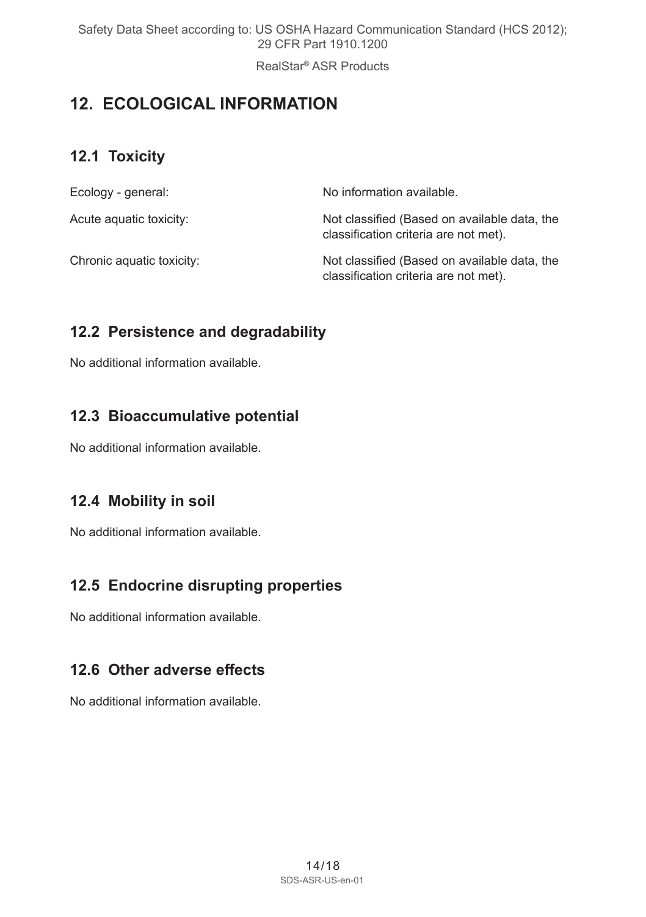## 12. ECOLOGICAL INFORMATION

### 12.1 Toxicity

| | |
|---|---|
| Ecology - general: | No information available. |
| Acute aquatic toxicity: | Not classified (Based on available data, the classification criteria are not met). |
| Chronic aquatic toxicity: | Not classified (Based on available data, the classification criteria are not met). |

### 12.2 Persistence and degradability

No additional information available.

### 12.3 Bioaccumulative potential

No additional information available.

### 12.4 Mobility in soil

No additional information available.

### 12.5 Endocrine disrupting properties

No additional information available.

### 12.6 Other adverse effects

No additional information available.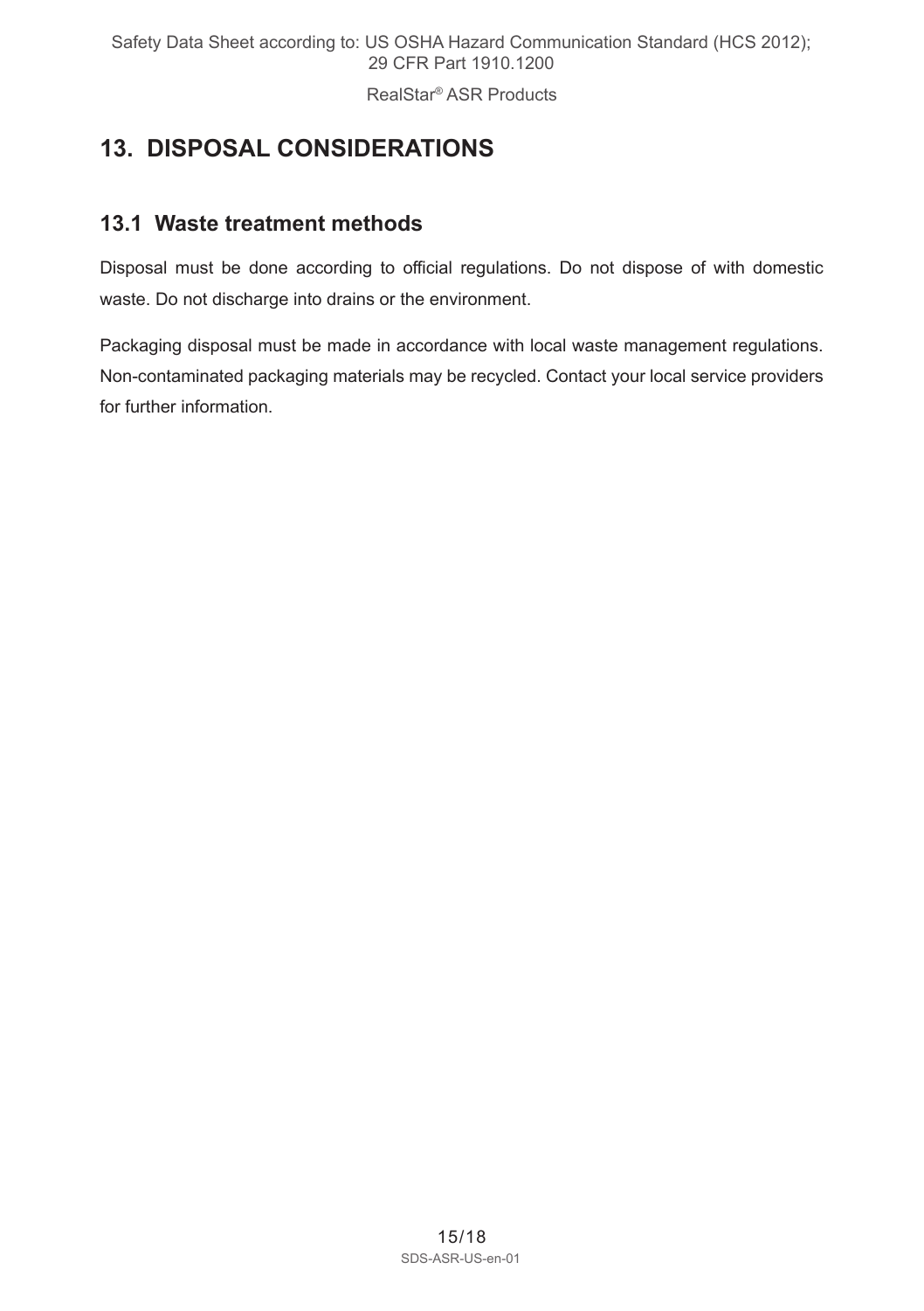## 13. DISPOSAL CONSIDERATIONS

### 13.1 Waste treatment methods

Disposal must be done according to official regulations. Do not dispose of with domestic waste. Do not discharge into drains or the environment.

Packaging disposal must be made in accordance with local waste management regulations. Non-contaminated packaging materials may be recycled. Contact your local service providers for further information.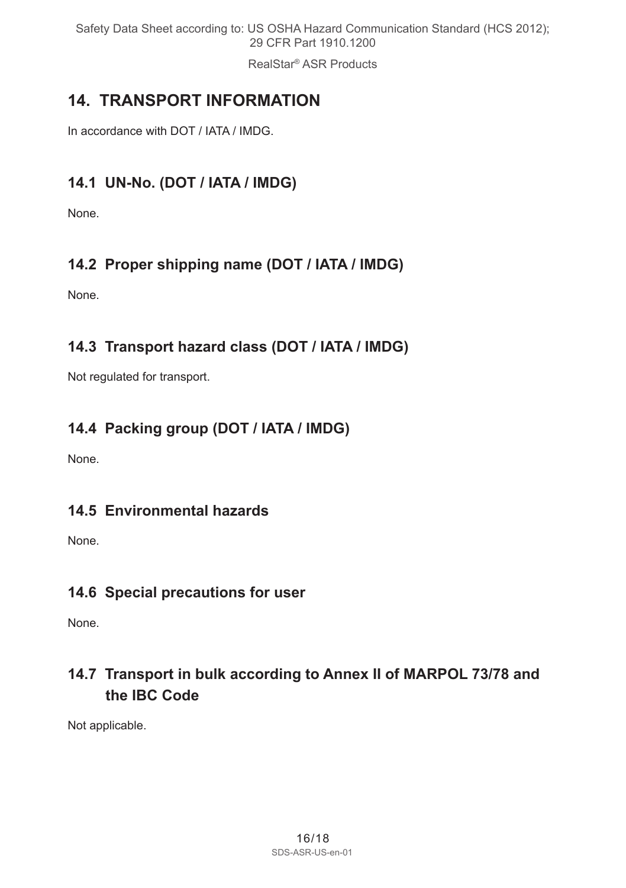## 14. TRANSPORT INFORMATION

In accordance with DOT / IATA / IMDG.

### 14.1 UN-No. (DOT / IATA / IMDG)

None.

### 14.2 Proper shipping name (DOT / IATA / IMDG)

None.

### 14.3 Transport hazard class (DOT / IATA / IMDG)

Not regulated for transport.

### 14.4 Packing group (DOT / IATA / IMDG)

None.

### 14.5 Environmental hazards

None.

### 14.6 Special precautions for user

None.

### 14.7 Transport in bulk according to Annex II of MARPOL 73/78 and the IBC Code

Not applicable.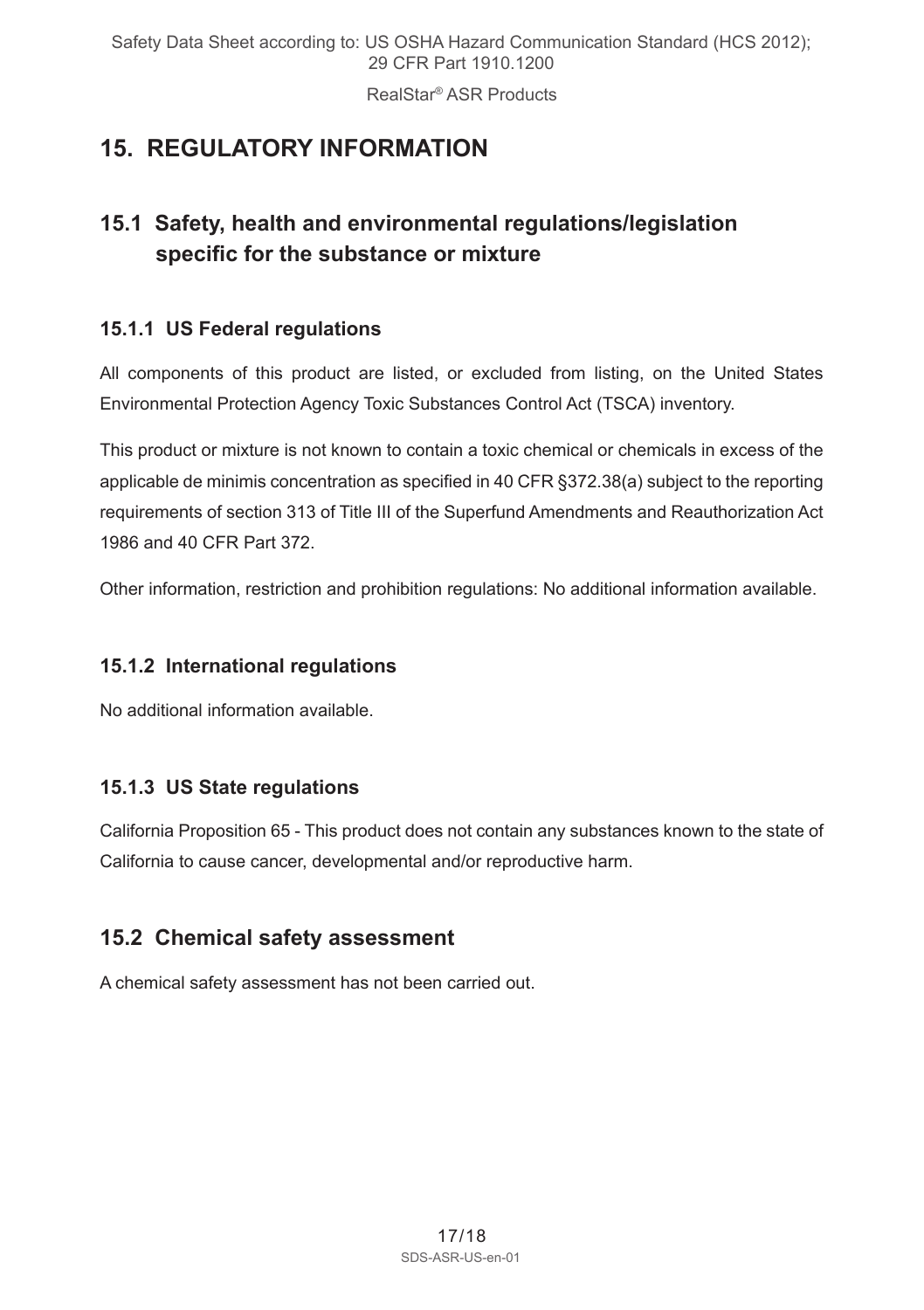# 15. REGULATORY INFORMATION

## 15.1 Safety, health and environmental regulations/legislation specific for the substance or mixture

### 15.1.1 US Federal regulations

All components of this product are listed, or excluded from listing, on the United States Environmental Protection Agency Toxic Substances Control Act (TSCA) inventory.

This product or mixture is not known to contain a toxic chemical or chemicals in excess of the applicable de minimis concentration as specified in 40 CFR §372.38(a) subject to the reporting requirements of section 313 of Title III of the Superfund Amendments and Reauthorization Act 1986 and 40 CFR Part 372.

Other information, restriction and prohibition regulations: No additional information available.

### 15.1.2 International regulations

No additional information available.

### 15.1.3 US State regulations

California Proposition 65 - This product does not contain any substances known to the state of California to cause cancer, developmental and/or reproductive harm.

## 15.2 Chemical safety assessment

A chemical safety assessment has not been carried out.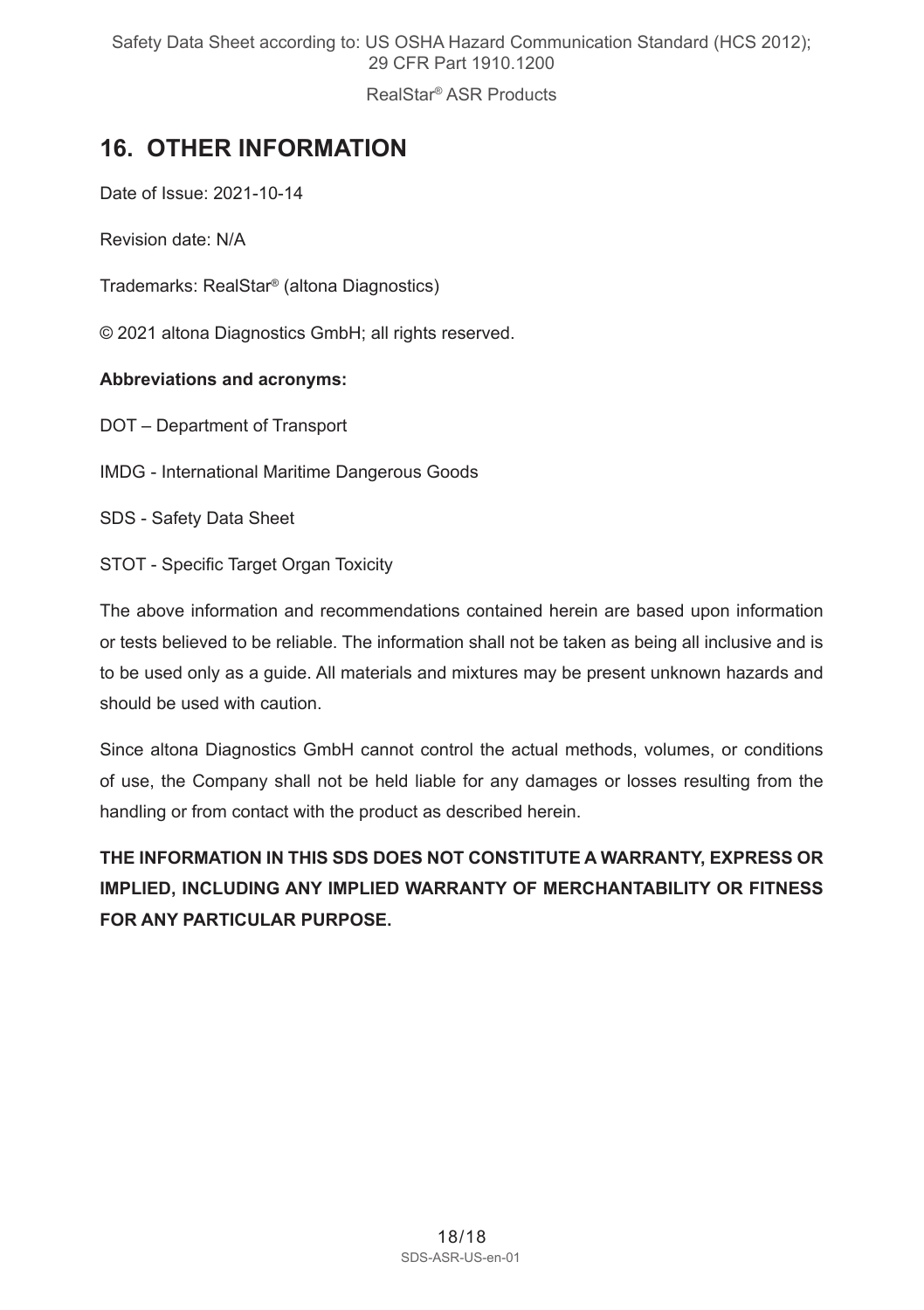## 16. OTHER INFORMATION

Date of Issue: 2021-10-14

Revision date: N/A

Trademarks: RealStar® (altona Diagnostics)

© 2021 altona Diagnostics GmbH; all rights reserved.

**Abbreviations and acronyms:**

DOT – Department of Transport

IMDG - International Maritime Dangerous Goods

SDS - Safety Data Sheet

STOT - Specific Target Organ Toxicity

The above information and recommendations contained herein are based upon information or tests believed to be reliable. The information shall not be taken as being all inclusive and is to be used only as a guide. All materials and mixtures may be present unknown hazards and should be used with caution.

Since altona Diagnostics GmbH cannot control the actual methods, volumes, or conditions of use, the Company shall not be held liable for any damages or losses resulting from the handling or from contact with the product as described herein.

**THE INFORMATION IN THIS SDS DOES NOT CONSTITUTE A WARRANTY, EXPRESS OR IMPLIED, INCLUDING ANY IMPLIED WARRANTY OF MERCHANTABILITY OR FITNESS FOR ANY PARTICULAR PURPOSE.**